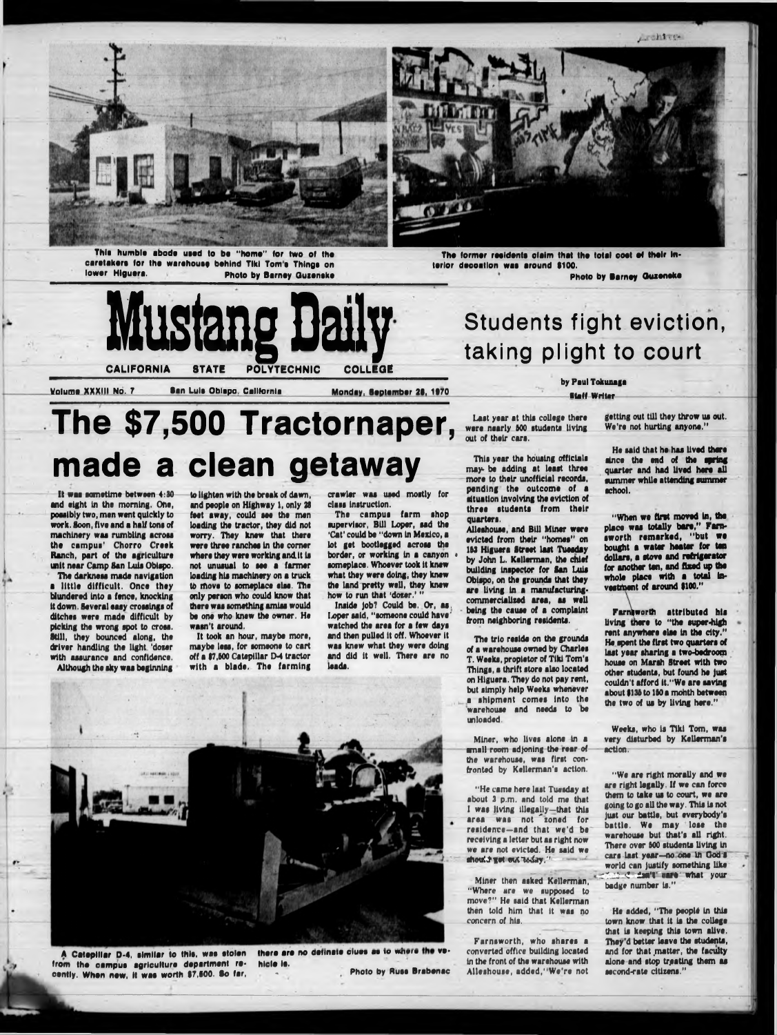This humble abode used to be "home" for two of the caretakers for the warehouse behind Tiki Tom's Things on lower Higuera. Photo by Barney Guzenske

The former residents claim that the total cost of their interior decoration was around $100. Photo by Barney Guzenske

# Mustang Daily

CALIFORNIA STATE POLYTECHNIC COLLEGE

Volume XXXIII No. 7 San Luis Obispo, California Monday, September 28, 1970

# The $7,500 Tractornaper, made a clean getaway

It was sometime between 4:30 and eight in the morning. One, possibly two, men went quickly to work. Soon, five and a half tons of machinery was rumbling across the campus' Chorro Creek Ranch, part of the agriculture unit near Camp San Luis Obispo.

The darkness made navigation a little difficult. Once they blundered into a fence, knocking it down. Several easy crossings of ditches were made difficult by picking the wrong spot to cross. Still, they bounced along, the driver handling the light 'dozer with assurance and confidence.

Although the sky was beginning to lighten with the break of dawn, and people on Highway 1, only 28 feet away, could see the men loading the tractor, they did not worry. They knew that there were three ranches in the corner where they were working and it is not unusual to see a farmer loading his machinery on a truck to move to someplace else. The only person who could know that there was something amiss would be one who knew the owner. He wasn't around.

It took an hour, maybe more, maybe less, for someone to cart off a $7,500 Catepillar D-4 tractor with a blade. The farming crawler was used mostly for class instruction.

The campus farm shop supervisor, Bill Loper, sad the 'Cat' could be "down in Mexico, a lot get bootlegged across the border, or working in a canyon someplace. Whoever took it knew what they were doing, they knew the land pretty well, they knew how to run that 'dozer.'"

Inside job? Could be. Or, as Loper said, "someone could have watched the area for a few days and then pulled it off. Whoever it was knew what they were doing and did it well. There are no leads.

A Catepillar D-4, similar to this, was stolen from the campus agriculture department recently. When new, it was worth $7,500. So far, there are no definate clues as to where the vehicle is. Photo by Russ Brabenec

## Students fight eviction, taking plight to court

by Paul Tokunaga
Staff Writer

Last year at this college there were nearly 500 students living out of their cars.

This year the housing officials may be adding at least three more to their unofficial records, pending the outcome of a situation involving the eviction of three students from their quarters.

Alleshouse, and Bill Miner were evicted from their "homes" on 153 Higuera Street last Tuesday by John L. Kellerman, the chief building inspector for San Luis Obispo, on the grounds that they are living in a manufacturing-commercialized area, as well being the cause of a complaint from neighboring residents.

The trio reside on the grounds of a warehouse owned by Charles T. Weeks, propietor of Tiki Tom's Things, a thrift store also located on Higuera. They do not pay rent, but simply help Weeks whenever a shipment comes into the warehouse and needs to be unloaded.

Miner, who lives alone in a small room adjoining the rear of the warehouse, was first confronted by Kellerman's action.

"He came here last Tuesday at about 3 p.m. and told me that I was living illegally—that this area was not zoned for residence—and that we'd be receiving a letter but as right now we are not evicted. He said we should get out today."

Miner then asked Kellerman, "Where are we supposed to move?" He said that Kellerman then told him that it was no concern of his.

Farnsworth, who shares a converted office building located in the front of the warehouse with Alleshouse, added, "We're not getting out till they throw us out. We're not hurting anyone."

He said that he has lived there since the end of the spring quarter and had lived here all summer while attending summer school.

"When we first moved in, the place was totally bare," Farnsworth remarked, "but we bought a water heater for ten dollars, a stove and refrigerator for another ten, and fixed up the whole place with a total investment of around $100."

Farnsworth attributed his living there to "the super-high rent anywhere else in the city." He spent the first two quarters of last year sharing a two-bedroom house on Marsh Street with two other students, but found he just couldn't afford it. "We are saving about $135 to 150 a month between the two of us by living here."

Weeks, who is Tiki Tom, was very disturbed by Kellerman's action.

"We are right morally and we are right legally. If we can force them to take us to court, we are going to go all the way. This is not just our battle, but everybody's battle. We may lose the warehouse but that's all right. There over 500 students living in cars last year—no one in God's world can justify something like ... don't care what your badge number is."

He added, "The people in this town know that it is the college that is keeping this town alive. They'd better leave the students, and for that matter, the faculty alone and stop treating them as second-rate citizens."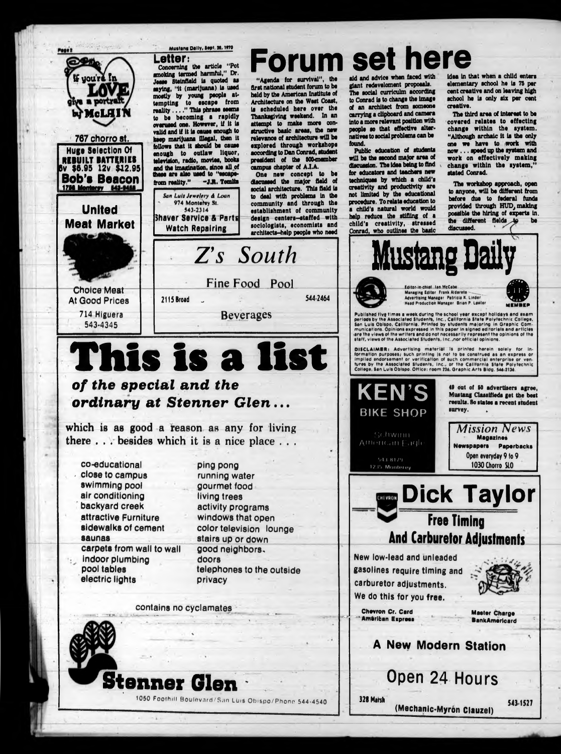If you're in LOVE give a portrait by McLAIN

767 chorro st.

Huge Selection Of REBUILT BATTERIES 6v $6.95 12v $12.95

Bob's Beacon
1758 Monterey 543-9468

**United Meat Market**

Choice Meat At Good Prices

714 Higuera
543-4345

## Letter:

Concerning the article "Pot smoking termed harmful," Dr. Jesse Steinfield is quoted as saying, "it (marijuana) is used mostly by young people attempting to escape from reality . . . ." This phrase seems to be becoming a rapidly overused one. However, if it is valid and if it is cause enough to keep marijuana illegal, then it follows that it should be cause enough to outlaw liquor, television, radio, movies, books and the imagination, since all of these are also used to "escape-from reality." —J.R. Tomlin

San Luis Jewelery & Loan
974 Monterey St.
543-2314
Shaver Service & Parts
Watch Repairing

# Forum set here

"Agenda for survival", the first national student forum to be held by the American Institute of Architecture on the West Coast, is scheduled here over the Thanksgiving weekend. In an attempt to make more constructive basic areas, the new relevance of architecture will be explored through workshops according to Dan Conrad, student president of the 500-member campus chapter of A.I.A.

One new concept to be discussed the major field of social architecture. This field is to deal with problems in the community and through the establishment of community design centers—staffed with sociologists, economists and architects—help people who need aid and advice when faced with giant redevelopment proposals. The social curriculum according to Conrad is to change the image of an architect from someone carrying a clipboard and camera into a more relevant position with people so that effective alternatives to social problems can be found.

Public education of students will be the second major area of discussion. The idea being to find for educators and teachers new techniques by which a child's creativity and productivity are not limited by the educational procedure. To relate education to a child's natural world would help reduce the stifling of a child's creativity, stressed Conrad, who outlines the basic idea in that when a child enters elementary school he is 75 per cent creative and on leaving high school he is only six per cent creative.

The third area of interest to be covered relates to effecting change within the system. "Although archaic it is the only one we have to work with now . . . speed up the system and work on effectively making change within the system," stated Conrad.

The workshop approach, open to anyone, will be different from before due to federal funds provided through HUD, making possible the hiring of experts in the different fields to be discussed.

*Z's South*

Fine Food Pool

2115 Broad — 544-2464

Beverages

# Mustang Daily

Editor-in-chief Ian McCabe
Managing Editor Frank Alderete
Advertising Manager Patricia K. Linder
Head Production Manager Brian P. Lawler

MEMBER

Published five times a week during the school year except holidays and exam periods by the Associated Students, Inc., California State Polytechnic College, San Luis Obispo, California. Printed by students majoring in Graphic Communications. Opinions expressed in this paper in signed editorials and articles are the views of the writers and do not necessarily represent the opinions of the staff, views of the Associated Students, Inc., nor official opinions.

DISCLAIMER: Advertising material is printed herein solely for informational purposes; such printing is not to be construed as an express or implied endorsement or verification of such commercial enterprise or ventures by the Associated Students, Inc., or the California State Polytechnic College, San Luis Obispo. Office: room 226, Graphic Arts Bldg. 546-2136.

# This is a list

***of the special and the ordinary at Stenner Glen...***

which is as good a reason as any for living there . . . besides which it is a nice place . . .

- co-educational
- close to campus
- swimming pool
- air conditioning
- backyard creek
- attractive Furniture
- sidewalks of cement
- saunas
- carpets from wall to wall
- indoor plumbing
- pool tables
- electric lights
- ping pong
- running water
- gourmet food
- living trees
- activity programs
- windows that open
- color television lounge
- stairs up or down
- good neighbors.
- doors
- telephones to the outside
- privacy

contains no cyclamates

**Stenner Glen**

1050 Foothill Boulevard/San Luis Obispo/Phone 544-4540

**KEN'S BIKE SHOP**

Schwinn
American Eagle

543-8179
1235 Monterey

49 out of 50 advertisers agree, Mustang Classifieds get the best results. So states a recent student survey.

*Mission News*
Magazines
Newspapers Paperbacks
Open everyday 9 to 9
1030 Chorro SLO

# Dick Taylor

CHEVRON

**Free Timing And Carburetor Adjustments**

New low-lead and unleaded gasolines require timing and carburetor adjustments. We do this for you free.

Chevron Cr. Card — Master Charge
American Express — BankAmericard

**A New Modern Station**

**Open 24 Hours**

328 Marsh — 543-1527

(Mechanic-Myron Clauzel)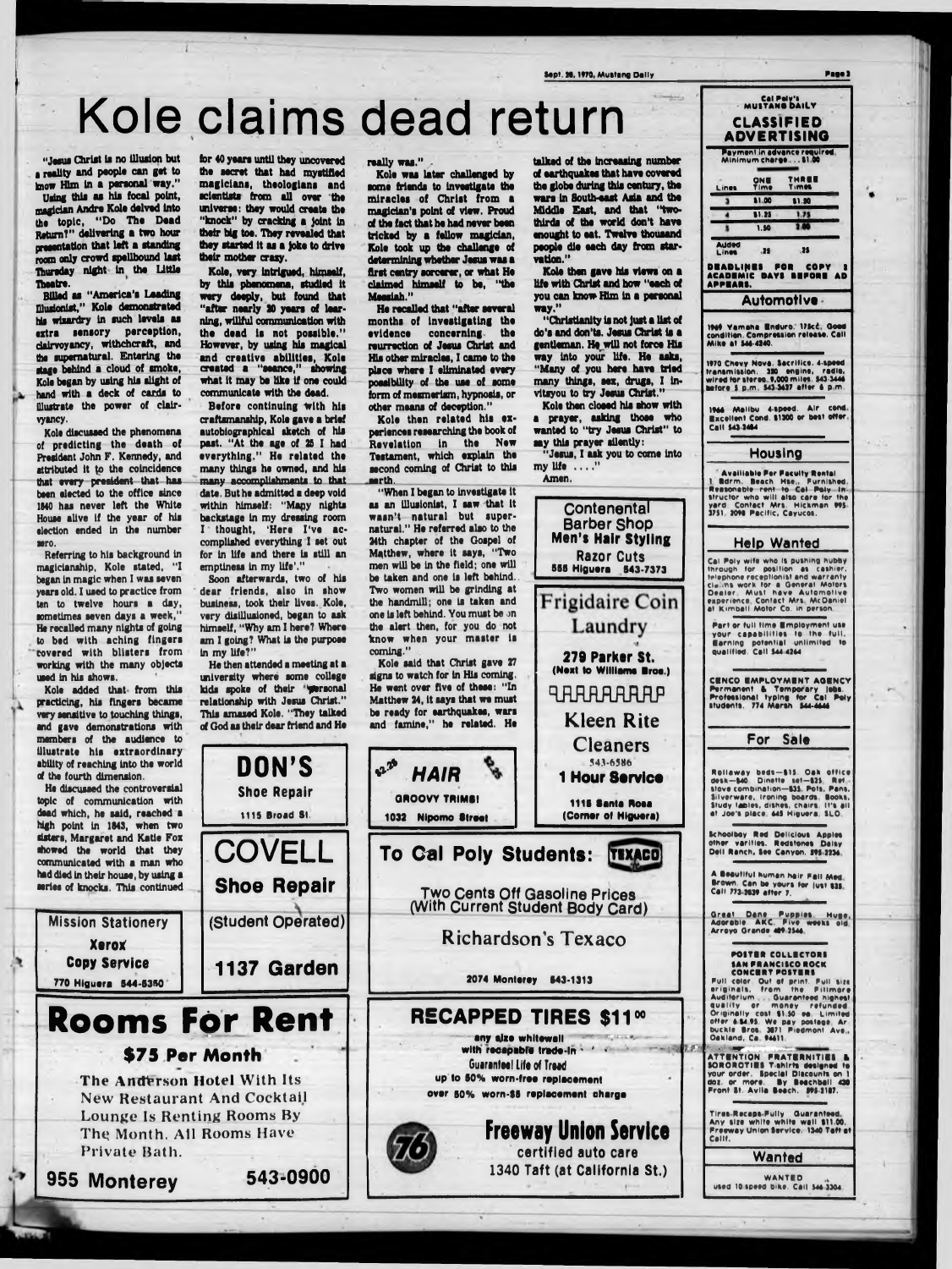# Kole claims dead return

"Jesus Christ is no illusion but a reality and people can get to know Him in a personal way."

Using this as his focal point, magician Andre Kole delved into the topic, "Do The Dead Return?" delivering a two hour presentation that left a standing room only crowd spellbound last Thursday night in the Little Theatre.

Billed as "America's Leading Illusionist," Kole demonstrated his wizardry in such levels as extra sensory perception, clairvoyancy, withchcraft, and the supernatural. Entering the stage behind a cloud of smoke, Kole began by using his slight of hand with a deck of cards to illustrate the power of clairvyancy.

Kole discussed the phenomena of predicting the death of President John F. Kennedy, and attributed it to the coincidence that every president that has been elected to the office since 1840 has never left the White House alive if the year of his election ended in the number zero.

Referring to his background in magicianship, Kole stated, "I began in magic when I was seven years old. I used to practice from ten to twelve hours a day, sometimes seven days a week." He recalled many nights of going to bed with aching fingers covered with blisters from working with the many objects used in his shows.

Kole added that from this practicing, his fingers became very sensitive to touching things, and gave demonstrations with members of the audience to illustrate his extraordinary ability of reaching into the world of the fourth dimension.

He discussed the controversial topic of communication with dead which, he said, reached a high point in 1843, when two sisters, Margaret and Katie Fox showed the world that they communicated with a man who had died in their house, by using a series of knocks. This continued for 40 years until they uncovered the secret that had mystified magicians, theologians and scientists from all over the universe: they would create the "knock" by cracking a joint in their big toe. They revealed that they started it as a joke to drive their mother crazy.

Kole, very intrigued, himself, by this phenomena, studied it very deeply, but found that "after nearly 20 years of learning, willful communication with the dead is not possible." However, by using his magical and creative abilities, Kole created a "seance," showing what it may be like if one could communicate with the dead.

Before continuing with his craftsmanship, Kole gave a brief autobiographical sketch of his past. "At the age of 25 I had everything." He related the many things he owned, and his many accomplishments to that date. But he admitted a deep void within himself: "Many nights backstage in my dressing room I thought, 'Here I've accomplished everything I set out for in life and there is still an emptiness in my life'."

Soon afterwards, two of his dear friends, also in show business, took their lives. Kole, very disillusioned, began to ask himself, "Why am I here? Where am I going? What is the purpose in my life?"

He then attended a meeting at a university where some college kids spoke of their "personal relationship with Jesus Christ." This amazed Kole. "They talked of God as their dear friend and He really was."

Kole was later challenged by some friends to investigate the miracles of Christ from a magician's point of view. Proud of the fact that he had never been tricked by a fellow magician, Kole took up the challenge of determining whether Jesus was a first centry sorcerer, or what He claimed himself to be, "the Messiah."

He recalled that "after several months of investigating the evidence concerning the resurrection of Jesus Christ and His other miracles, I came to the place where I eliminated every possibility of the use of some form of mesmerism, hypnosis, or other means of deception."

Kole then related his experiences researching the book of Revelation in the New Testament, which explain the second coming of Christ to this earth.

"When I began to investigate it as an illusionist, I saw that it wasn't natural but supernatural." He referred also to the 24th chapter of the Gospel of Matthew, where it says, "Two men will be in the field; one will be taken and one is left behind. Two women will be grinding at the handmill; one is taken and one is left behind. You must be on the alert then, for you do not know when your master is coming."

Kole said that Christ gave 27 signs to watch for in His coming. He went over five of these: "In Matthew 24, it says that we must be ready for earthquakes, wars and famine," he related. He talked of the increasing number of earthquakes that have covered the globe during this century, the wars in South-east Asia and the Middle East, and that "two-thirds of the world don't have enought to eat. Twelve thousand people die each day from starvation."

Kole then gave his views on a life with Christ and how "each of you can know Him in a personal way."

"Christianity is not just a list of do's and don'ts. Jesus Christ is a gentleman. He will not force His way into your life. He asks, "Many of you here have tried many things, sex, drugs, I invitsyou to try Jesus Christ."

Kole then closed his show with a prayer, asking those who wanted to "try Jesus Christ" to say this prayer silently:

"Jesus, I ask you to come into my life ...."

Amen.

---

**Contenental Barber Shop**
**Men's Hair Styling**
**Razor Cuts**
555 Higuera 543-7373

---

**Frigidaire Coin Laundry**
279 Parker St.
(Next to Williams Bros.)

---

**Kleen Rite Cleaners**
543-6586
**1 Hour Service**
1115 Santa Rosa
(Corner of Higuera)

---

**DON'S**
**Shoe Repair**
1115 Broad St.

---

**$2.25 HAIR $2.25**
GROOVY TRIMS!
1032 Nipomo Street

---

**COVELL**
**Shoe Repair**
(Student Operated)
**1137 Garden**

---

**Mission Stationery**
**Xerox Copy Service**
770 Higuera 544-5350

---

**To Cal Poly Students:** TEXACO

Two Cents Off Gasoline Prices
(With Current Student Body Card)

**Richardson's Texaco**

2074 Monterey 543-1313

---

# Rooms For Rent

## $75 Per Month

The Anderson Hotel With Its New Restaurant And Cocktail Lounge Is Renting Rooms By The Month. All Rooms Have Private Bath.

**955 Monterey 543-0900**

---

## RECAPPED TIRES $11.00

any size whitewall
with recapable trade-in
Guaranteed Life of Tread
up to 50% worn-free replacement
over 50% worn-$5 replacement charge

**Freeway Union Service**
certified auto care
1340 Taft (at California St.)

---

## Cal Poly's MUSTANG DAILY CLASSIFIED ADVERTISING

Payment in advance required. Minimum charge ... $1.00

| Lines | ONE Time | THREE Times |
|---|---|---|
| 3 | $1.00 | $1.50 |
| 4 | $1.25 | 1.75 |
| 5 | 1.50 | 2.00 |
| Added Lines | .25 | .25 |

DEADLINES FOR COPY 2 ACADEMIC DAYS BEFORE AD APPEARS.

### Automotive

1969 Yamaha Enduro. 175cc. Good condition. Compression release. Call Mike at 546-4240.

1970 Chevy Nova. Sacrifice. 4-speed transmission. 350 engine, radio, wired for stereo. 9,000 miles. 543-3446 before 5 p.m. 543-3627 after 6 p.m.

1966 Malibu 4-speed. Air cond. Excellent Cond. $1300 or best offer. Call 543-3464

### Housing

Available For Faculty Rental 1 Bdrm. Beach Hse., Furnished. Reasonable rent to Cal Poly Instructor who will also care for the yard. Contact Mrs. Hickman 995-3751. 2098 Pacific, Cayucos.

### Help Wanted

Cal Poly wife who is pushing hubby through for position as cashier, telephone receptionist and warranty claims work for a General Motors Dealer. Must have Automotive experience. Contact Mrs. McDaniel at Kimball Motor Co. in person.

Part or full time Employment use your capabilities to the full. Earning potential unlimited to qualified. Call 544-4264

CENCO EMPLOYMENT AGENCY Permanent & Temporary jobs. Professional typing for Cal Poly students. 774 Marsh 544-4646

### For Sale

Rollaway beds—$15. Oak office desk—$40. Dinette set—$25. Ref. stove combination—$35. Pots, Pans, Silverware, Ironing boards, Books, Study tables, dishes, chairs. It's all at Joe's place. 645 Higuera. SLO.

Schoolboy Red Delicious Apples other varities. Redstones Daisy Dell Ranch, See Canyon. 595-2336.

A Beautiful human hair Fall Med. Brown. Can be yours for just $35. Call 773-3639 after 7.

Great Dane Puppies. Huge, Adorable AKC. Five weeks old. Arroyo Grande 489-2546.

POSTER COLLECTORS SAN FRANCISCO ROCK CONCERT POSTERS Full color. Out of print. Full size originals, from the Fillmore Auditorium ... Guaranteed highest quality or money refunded. Originally cost $1.50 ea. Limited offer 6-$4.95. We pay postage. Arbuckle Bros. 3871 Piedmont Ave., Oakland, Ca. 94611.

ATTENTION FRATERNITIES & SORORITIES T-shirts designed to your order. Special Discounts on 1 doz. or more. By Beachball 430 Front St. Avila Beach. 595-2187.

Tires-Recaps-Fully Guaranteed. Any size white white wall $11.00. Freeway Union Service. 1340 Taft at Calif.

### Wanted

WANTED used 10-speed bike. Call 546-3304.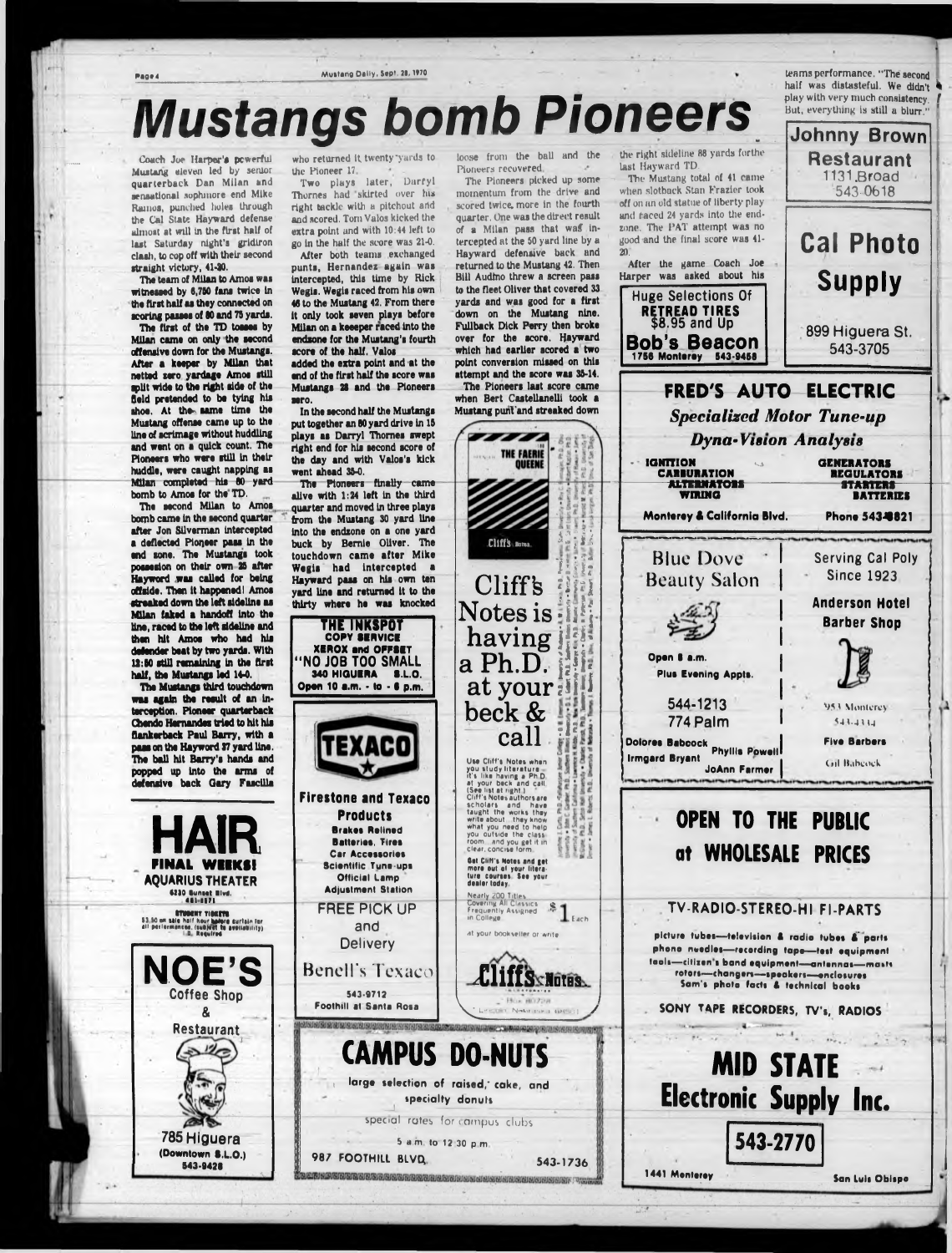# Mustangs bomb Pioneers

Coach Joe Harper's powerful Mustang eleven led by senior quarterback Dan Milan and sensational sophmore end Mike Ramos, punched holes through the Cal State Hayward defense almost at will in the first half of last Saturday night's gridiron clash, to cop off with their second straight victory, 41-20.

The team of Milan to Amos was witnessed by 6,750 fans twice in the first half as they connected on scoring passes of 80 and 75 yards.

The first of the TD tosses by Milan came on only the second offensive down for the Mustangs. After a keeper by Milan that netted zero yardage Amos still split wide to the right side of the field pretended to be tying his shoe. At the same time the Mustang offense came up to the line of scrimage without huddling and went on a quick count. The Pioneers who were still in their huddle, were caught napping as Milan completed his 80 yard bomb to Amos for the TD.

The second Milan to Amos bomb came in the second quarter after Jon Silverman intercepted a deflected Pioneer pass in the end zone. The Mustangs took possession on their own 25 after Hayword was called for being offside. Then it happened! Amos streaked down the left sideline as Milan faked a handoff into the line, raced to the left sideline and then hit Amos who had his defender beat by two yards. With 12:50 still remaining in the first half, the Mustangs led 14-0.

The Mustangs third touchdown was again the result of an interception. Pioneer quarterback Chendo Hernandes tried to hit his flankerback Paul Barry, with a pass on the Hayword 37 yard line. The ball hit Barry's hands and popped up into the arms of defensive back Gary Fascilla who returned it twenty yards to the Pioneer 17.

Two plays later, Darryl Thornes had skirted over his right tackle with a pitchout and and scored. Tom Valos kicked the extra point and with 10:44 left to go in the half the score was 21-0.

After both teams exchanged punts, Hernandez again was intercepted, this time by Rick Wegis. Wegis raced from his own 46 to the Mustang 42. From there it only took seven plays before Milan on a keeper raced into the endzone for the Mustang's fourth score of the half. Valos added the extra point and at the end of the first half the score was Mustangs 28 and the Pioneers zero.

In the second half the Mustangs put together an 80 yard drive in 15 plays as Darryl Thornes swept right end for his second score of the day and with Valos's kick went ahead 35-0.

The Pioneers finally came alive with 1:24 left in the third quarter and moved in three plays from the Mustang 30 yard line into the endzone on a one yard buck by Bernie Oliver. The touchdown came after Mike Wegis had intercepted a Hayward pass on his own ten yard line and returned it to the thirty where he was knocked loose from the ball and the Pioneers recovered.

The Pioneers picked up some momentum from the drive and scored twice, more in the fourth quarter. One was the direct result of a Milan pass that was intercepted at the 50 yard line by a Hayward defensive back and returned to the Mustang 42. Then Bill Audino threw a screen pass to the fleet Oliver that covered 33 yards and was good for a first down on the Mustang nine. Fullback Dick Perry then broke over for the score. Hayward which had earlier scored a two point conversion missed on this attempt and the score was 35-14.

The Pioneers last score came when Bert Castellanelli took a Mustang punt and streaked down the right sideline 88 yards forthe last Hayward TD.

The Mustang total of 41 came when slotback Stan Frazier took off on an old statue of liberty play and raced 24 yards into the endzone. The PAT attempt was no good and the final score was 41-20.

After the game Coach Joe Harper was asked about his teams performance. "The second half was distasteful. We didn't play with very much consistency. But, everything is still a blurr."

---

**HAIR** FINAL WEEKS! AQUARIUS THEATER 6230 Sunset Blvd. 461-3571 STUDENT TICKETS $3.50 on sale half hour before curtain for all performances. (subject to availability) I.D. Required

**NOE'S** Coffee Shop & Restaurant 785 Higuera (Downtown S.L.O.) 543-9428

**THE INKSPOT** COPY SERVICE XEROX and OFFSET "NO JOB TOO SMALL 340 HIGUERA S.L.O. Open 10 a.m. - to - 6 p.m.

**TEXACO** Firestone and Texaco Products Brakes Relined Batteries, Tires Car Accessories Scientific Tune-ups Official Lamp Adjustment Station FREE PICK UP and Delivery Benell's Texaco 543-9712 Foothill at Santa Rosa

**Cliff's Notes is having a Ph.D. at your beck & call** Use Cliff's Notes when you study literature – it's like having a Ph.D. at your back and call. (See list at right.) Cliff's Notes authors are scholars and have taught the works they write about... they know what you need to help you outside the classroom... and you get it in clear, concise form. Get Cliff's Notes and get more out of your literature courses. See your dealer today. Nearly 200 Titles Covering All Classics Frequently Assigned in College $1 Each at your bookseller or write Cliff's Notes Lincoln, Nebraska

**CAMPUS DO-NUTS** large selection of raised, cake, and specialty donuts special rates for campus clubs 5 a.m. to 12:30 p.m. 987 FOOTHILL BLVD. 543-1736

**Johnny Brown Restaurant** 1131 Broad 543-0618

**Cal Photo Supply** 899 Higuera St. 543-3705

Huge Selections Of RETREAD TIRES $8.95 and Up **Bob's Beacon** 1756 Monterey 543-9458

**FRED'S AUTO ELECTRIC** *Specialized Motor Tune-up* *Dyna-Vision Analysis* IGNITION CARBURATION ALTERNATORS WIRING GENERATORS REGULATORS STARTERS BATTERIES Monterey & California Blvd. Phone 543-8821

**Blue Dove Beauty Salon** Open 8 a.m. Plus Evening Appts. 544-1213 774 Palm Dolores Babcock Phyllis Powell Irmgard Bryant JoAnn Farmer

Serving Cal Poly Since 1923 **Anderson Hotel Barber Shop** 953 Monterey 543-4334 Five Barbers Gil Babcock

**OPEN TO THE PUBLIC at WHOLESALE PRICES** TV-RADIO-STEREO-HI FI-PARTS picture tubes—television & radio tubes & parts phono needles—recording tape—test equipment tools—citizen's band equipment—antennas—masts rotors—changers—speakers—enclosures Sam's photo facts & technical books SONY TAPE RECORDERS, TV's, RADIOS **MID STATE Electronic Supply Inc.** 543-2770 1441 Monterey San Luis Obispo